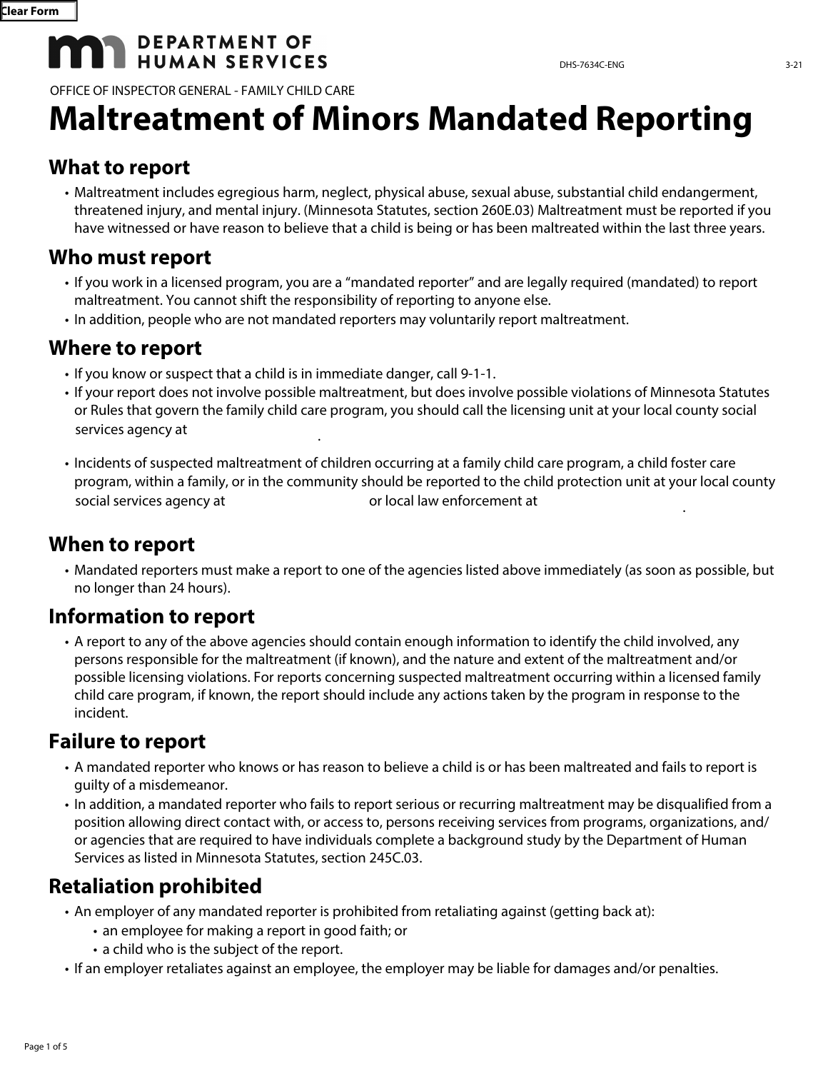DEPARTMENT OF HUMAN SERVICES

DHS-7634C-ENG 3-21

OFFICE OF INSPECTOR GENERAL - FAMILY CHILD CARE

# Maltreatment of Minors Mandated Reporting

## What to report

- Maltreatment includes egregious harm, neglect, physical abuse, sexual abuse, substantial child endangerment, threatened injury, and mental injury. (Minnesota Statutes, section 260E.03) Maltreatment must be reported if you have witnessed or have reason to believe that a child is being or has been maltreated within the last three years.

## Who must report

- If you work in a licensed program, you are a "mandated reporter" and are legally required (mandated) to report maltreatment. You cannot shift the responsibility of reporting to anyone else.
- In addition, people who are not mandated reporters may voluntarily report maltreatment.

## Where to report

- If you know or suspect that a child is in immediate danger, call 9-1-1.
- If your report does not involve possible maltreatment, but does involve possible violations of Minnesota Statutes or Rules that govern the family child care program, you should call the licensing unit at your local county social services agency at ____________.
- Incidents of suspected maltreatment of children occurring at a family child care program, a child foster care program, within a family, or in the community should be reported to the child protection unit at your local county social services agency at ____________ or local law enforcement at ____________.

## When to report

- Mandated reporters must make a report to one of the agencies listed above immediately (as soon as possible, but no longer than 24 hours).

## Information to report

- A report to any of the above agencies should contain enough information to identify the child involved, any persons responsible for the maltreatment (if known), and the nature and extent of the maltreatment and/or possible licensing violations. For reports concerning suspected maltreatment occurring within a licensed family child care program, if known, the report should include any actions taken by the program in response to the incident.

## Failure to report

- A mandated reporter who knows or has reason to believe a child is or has been maltreated and fails to report is guilty of a misdemeanor.
- In addition, a mandated reporter who fails to report serious or recurring maltreatment may be disqualified from a position allowing direct contact with, or access to, persons receiving services from programs, organizations, and/or agencies that are required to have individuals complete a background study by the Department of Human Services as listed in Minnesota Statutes, section 245C.03.

## Retaliation prohibited

- An employer of any mandated reporter is prohibited from retaliating against (getting back at):
  - an employee for making a report in good faith; or
  - a child who is the subject of the report.
- If an employer retaliates against an employee, the employer may be liable for damages and/or penalties.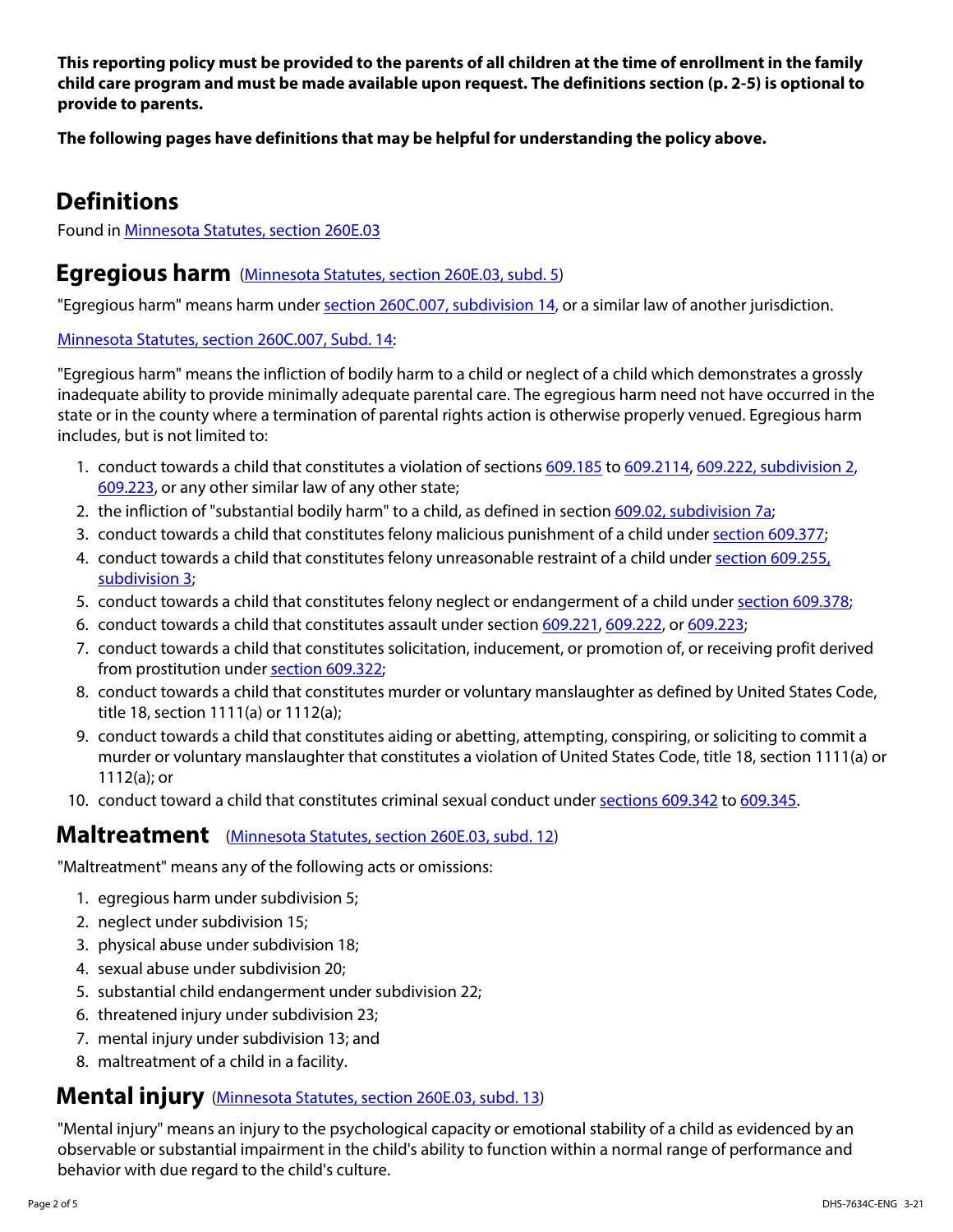**This reporting policy must be provided to the parents of all children at the time of enrollment in the family child care program and must be made available upon request. The definitions section (p. 2-5) is optional to provide to parents.**

**The following pages have definitions that may be helpful for understanding the policy above.**

## Definitions

Found in [Minnesota Statutes, section 260E.03](#)

## Egregious harm ([Minnesota Statutes, section 260E.03, subd. 5](#))

"Egregious harm" means harm under [section 260C.007, subdivision 14](#), or a similar law of another jurisdiction.

[Minnesota Statutes, section 260C.007, Subd. 14](#):

"Egregious harm" means the infliction of bodily harm to a child or neglect of a child which demonstrates a grossly inadequate ability to provide minimally adequate parental care. The egregious harm need not have occurred in the state or in the county where a termination of parental rights action is otherwise properly venued. Egregious harm includes, but is not limited to:

1. conduct towards a child that constitutes a violation of sections 609.185 to 609.2114, 609.222, subdivision 2, 609.223, or any other similar law of any other state;
2. the infliction of "substantial bodily harm" to a child, as defined in section 609.02, subdivision 7a;
3. conduct towards a child that constitutes felony malicious punishment of a child under section 609.377;
4. conduct towards a child that constitutes felony unreasonable restraint of a child under section 609.255, subdivision 3;
5. conduct towards a child that constitutes felony neglect or endangerment of a child under section 609.378;
6. conduct towards a child that constitutes assault under section 609.221, 609.222, or 609.223;
7. conduct towards a child that constitutes solicitation, inducement, or promotion of, or receiving profit derived from prostitution under section 609.322;
8. conduct towards a child that constitutes murder or voluntary manslaughter as defined by United States Code, title 18, section 1111(a) or 1112(a);
9. conduct towards a child that constitutes aiding or abetting, attempting, conspiring, or soliciting to commit a murder or voluntary manslaughter that constitutes a violation of United States Code, title 18, section 1111(a) or 1112(a); or
10. conduct toward a child that constitutes criminal sexual conduct under sections 609.342 to 609.345.

## Maltreatment ([Minnesota Statutes, section 260E.03, subd. 12](#))

"Maltreatment" means any of the following acts or omissions:

1. egregious harm under subdivision 5;
2. neglect under subdivision 15;
3. physical abuse under subdivision 18;
4. sexual abuse under subdivision 20;
5. substantial child endangerment under subdivision 22;
6. threatened injury under subdivision 23;
7. mental injury under subdivision 13; and
8. maltreatment of a child in a facility.

## Mental injury ([Minnesota Statutes, section 260E.03, subd. 13](#))

"Mental injury" means an injury to the psychological capacity or emotional stability of a child as evidenced by an observable or substantial impairment in the child's ability to function within a normal range of performance and behavior with due regard to the child's culture.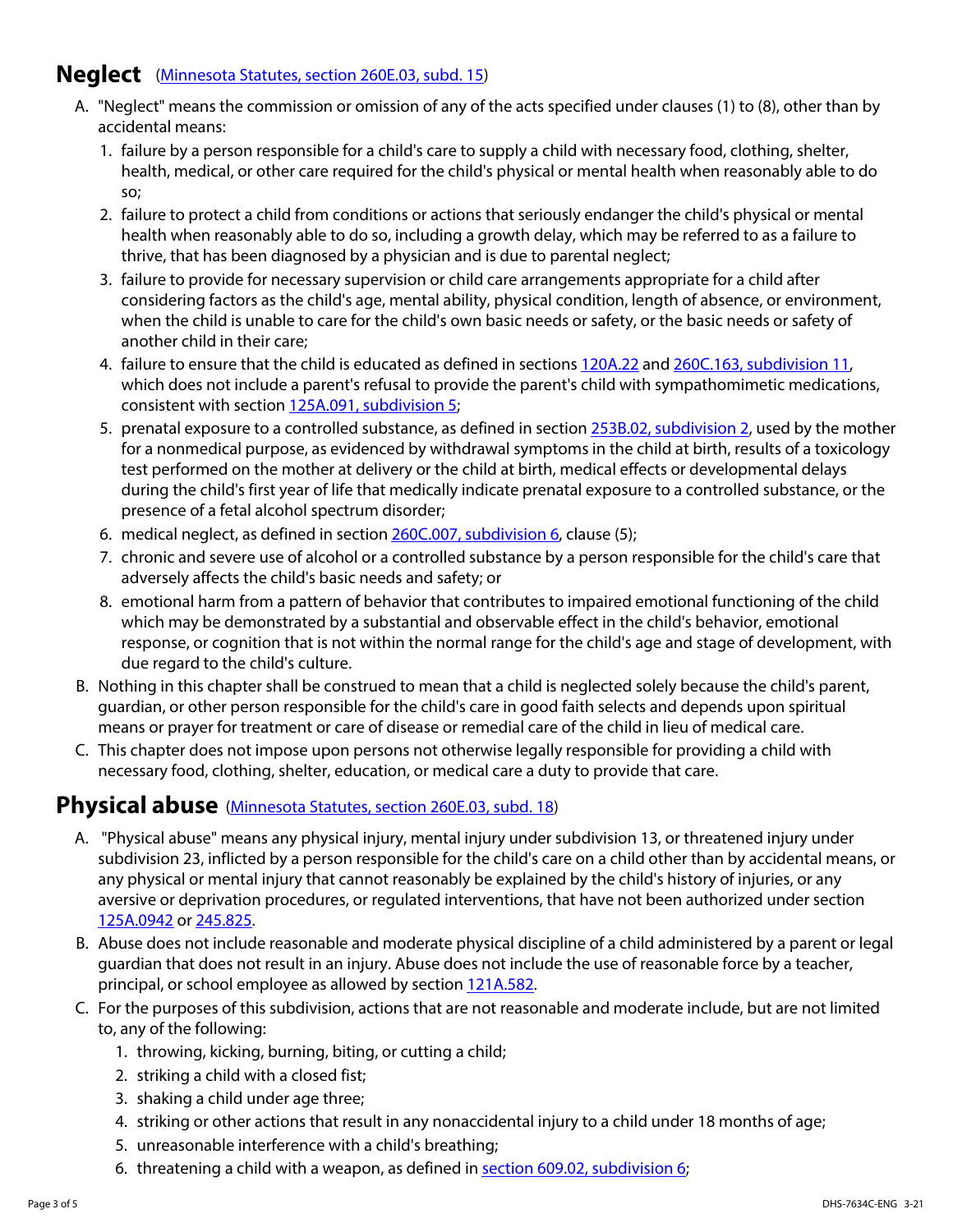## Neglect (Minnesota Statutes, section 260E.03, subd. 15)

A. "Neglect" means the commission or omission of any of the acts specified under clauses (1) to (8), other than by accidental means:

   1. failure by a person responsible for a child's care to supply a child with necessary food, clothing, shelter, health, medical, or other care required for the child's physical or mental health when reasonably able to do so;
   2. failure to protect a child from conditions or actions that seriously endanger the child's physical or mental health when reasonably able to do so, including a growth delay, which may be referred to as a failure to thrive, that has been diagnosed by a physician and is due to parental neglect;
   3. failure to provide for necessary supervision or child care arrangements appropriate for a child after considering factors as the child's age, mental ability, physical condition, length of absence, or environment, when the child is unable to care for the child's own basic needs or safety, or the basic needs or safety of another child in their care;
   4. failure to ensure that the child is educated as defined in sections 120A.22 and 260C.163, subdivision 11, which does not include a parent's refusal to provide the parent's child with sympathomimetic medications, consistent with section 125A.091, subdivision 5;
   5. prenatal exposure to a controlled substance, as defined in section 253B.02, subdivision 2, used by the mother for a nonmedical purpose, as evidenced by withdrawal symptoms in the child at birth, results of a toxicology test performed on the mother at delivery or the child at birth, medical effects or developmental delays during the child's first year of life that medically indicate prenatal exposure to a controlled substance, or the presence of a fetal alcohol spectrum disorder;
   6. medical neglect, as defined in section 260C.007, subdivision 6, clause (5);
   7. chronic and severe use of alcohol or a controlled substance by a person responsible for the child's care that adversely affects the child's basic needs and safety; or
   8. emotional harm from a pattern of behavior that contributes to impaired emotional functioning of the child which may be demonstrated by a substantial and observable effect in the child's behavior, emotional response, or cognition that is not within the normal range for the child's age and stage of development, with due regard to the child's culture.

B. Nothing in this chapter shall be construed to mean that a child is neglected solely because the child's parent, guardian, or other person responsible for the child's care in good faith selects and depends upon spiritual means or prayer for treatment or care of disease or remedial care of the child in lieu of medical care.

C. This chapter does not impose upon persons not otherwise legally responsible for providing a child with necessary food, clothing, shelter, education, or medical care a duty to provide that care.

## Physical abuse (Minnesota Statutes, section 260E.03, subd. 18)

A. "Physical abuse" means any physical injury, mental injury under subdivision 13, or threatened injury under subdivision 23, inflicted by a person responsible for the child's care on a child other than by accidental means, or any physical or mental injury that cannot reasonably be explained by the child's history of injuries, or any aversive or deprivation procedures, or regulated interventions, that have not been authorized under section 125A.0942 or 245.825.

B. Abuse does not include reasonable and moderate physical discipline of a child administered by a parent or legal guardian that does not result in an injury. Abuse does not include the use of reasonable force by a teacher, principal, or school employee as allowed by section 121A.582.

C. For the purposes of this subdivision, actions that are not reasonable and moderate include, but are not limited to, any of the following:

   1. throwing, kicking, burning, biting, or cutting a child;
   2. striking a child with a closed fist;
   3. shaking a child under age three;
   4. striking or other actions that result in any nonaccidental injury to a child under 18 months of age;
   5. unreasonable interference with a child's breathing;
   6. threatening a child with a weapon, as defined in section 609.02, subdivision 6;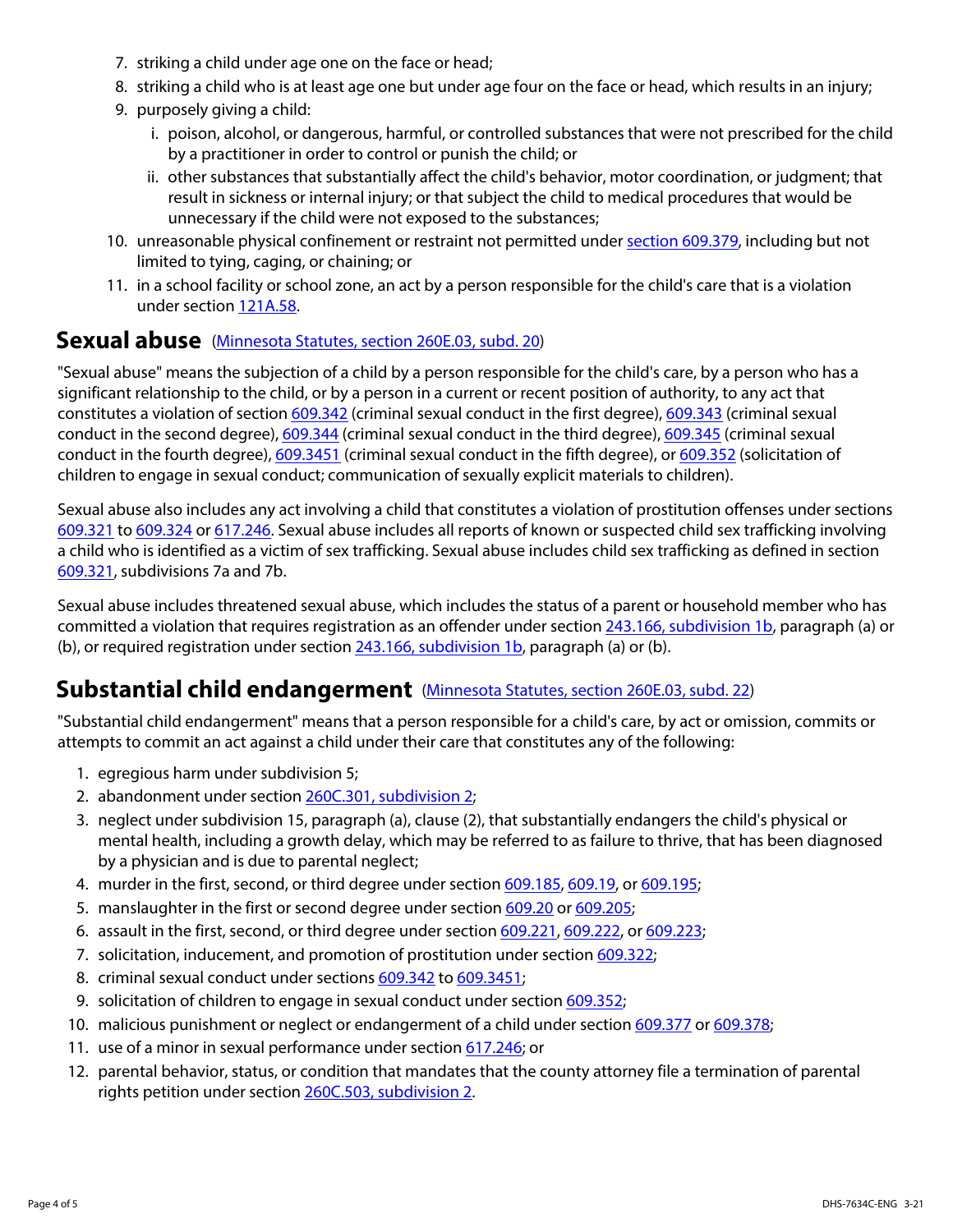7. striking a child under age one on the face or head;
8. striking a child who is at least age one but under age four on the face or head, which results in an injury;
9. purposely giving a child:
   i. poison, alcohol, or dangerous, harmful, or controlled substances that were not prescribed for the child by a practitioner in order to control or punish the child; or
   ii. other substances that substantially affect the child's behavior, motor coordination, or judgment; that result in sickness or internal injury; or that subject the child to medical procedures that would be unnecessary if the child were not exposed to the substances;
10. unreasonable physical confinement or restraint not permitted under section 609.379, including but not limited to tying, caging, or chaining; or
11. in a school facility or school zone, an act by a person responsible for the child's care that is a violation under section 121A.58.

## Sexual abuse (Minnesota Statutes, section 260E.03, subd. 20)

"Sexual abuse" means the subjection of a child by a person responsible for the child's care, by a person who has a significant relationship to the child, or by a person in a current or recent position of authority, to any act that constitutes a violation of section 609.342 (criminal sexual conduct in the first degree), 609.343 (criminal sexual conduct in the second degree), 609.344 (criminal sexual conduct in the third degree), 609.345 (criminal sexual conduct in the fourth degree), 609.3451 (criminal sexual conduct in the fifth degree), or 609.352 (solicitation of children to engage in sexual conduct; communication of sexually explicit materials to children).

Sexual abuse also includes any act involving a child that constitutes a violation of prostitution offenses under sections 609.321 to 609.324 or 617.246. Sexual abuse includes all reports of known or suspected child sex trafficking involving a child who is identified as a victim of sex trafficking. Sexual abuse includes child sex trafficking as defined in section 609.321, subdivisions 7a and 7b.

Sexual abuse includes threatened sexual abuse, which includes the status of a parent or household member who has committed a violation that requires registration as an offender under section 243.166, subdivision 1b, paragraph (a) or (b), or required registration under section 243.166, subdivision 1b, paragraph (a) or (b).

## Substantial child endangerment (Minnesota Statutes, section 260E.03, subd. 22)

"Substantial child endangerment" means that a person responsible for a child's care, by act or omission, commits or attempts to commit an act against a child under their care that constitutes any of the following:

1. egregious harm under subdivision 5;
2. abandonment under section 260C.301, subdivision 2;
3. neglect under subdivision 15, paragraph (a), clause (2), that substantially endangers the child's physical or mental health, including a growth delay, which may be referred to as failure to thrive, that has been diagnosed by a physician and is due to parental neglect;
4. murder in the first, second, or third degree under section 609.185, 609.19, or 609.195;
5. manslaughter in the first or second degree under section 609.20 or 609.205;
6. assault in the first, second, or third degree under section 609.221, 609.222, or 609.223;
7. solicitation, inducement, and promotion of prostitution under section 609.322;
8. criminal sexual conduct under sections 609.342 to 609.3451;
9. solicitation of children to engage in sexual conduct under section 609.352;
10. malicious punishment or neglect or endangerment of a child under section 609.377 or 609.378;
11. use of a minor in sexual performance under section 617.246; or
12. parental behavior, status, or condition that mandates that the county attorney file a termination of parental rights petition under section 260C.503, subdivision 2.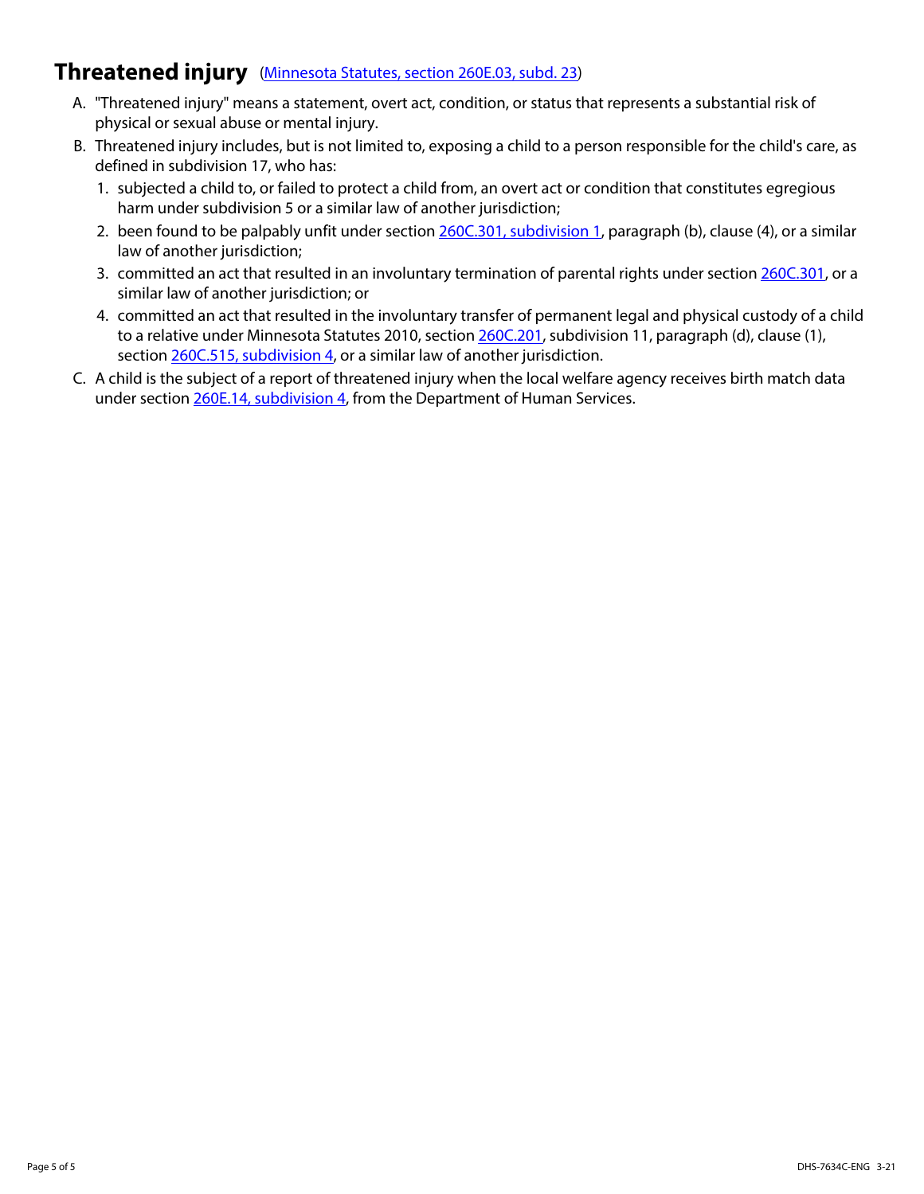## Threatened injury (Minnesota Statutes, section 260E.03, subd. 23)

A. "Threatened injury" means a statement, overt act, condition, or status that represents a substantial risk of physical or sexual abuse or mental injury.

B. Threatened injury includes, but is not limited to, exposing a child to a person responsible for the child's care, as defined in subdivision 17, who has:

   1. subjected a child to, or failed to protect a child from, an overt act or condition that constitutes egregious harm under subdivision 5 or a similar law of another jurisdiction;
   2. been found to be palpably unfit under section 260C.301, subdivision 1, paragraph (b), clause (4), or a similar law of another jurisdiction;
   3. committed an act that resulted in an involuntary termination of parental rights under section 260C.301, or a similar law of another jurisdiction; or
   4. committed an act that resulted in the involuntary transfer of permanent legal and physical custody of a child to a relative under Minnesota Statutes 2010, section 260C.201, subdivision 11, paragraph (d), clause (1), section 260C.515, subdivision 4, or a similar law of another jurisdiction.

C. A child is the subject of a report of threatened injury when the local welfare agency receives birth match data under section 260E.14, subdivision 4, from the Department of Human Services.